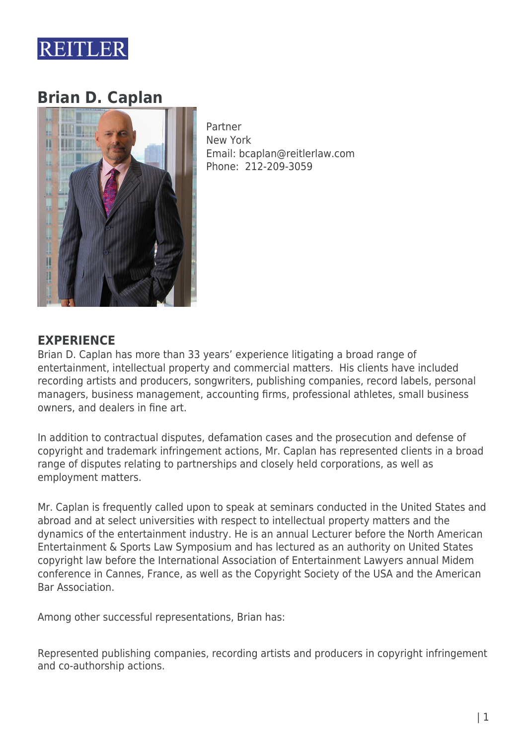REITLER

# Brian D. Caplan

Partner
New York
Email: bcaplan@reitlerlaw.com
Phone: 212-209-3059

## EXPERIENCE

Brian D. Caplan has more than 33 years' experience litigating a broad range of entertainment, intellectual property and commercial matters. His clients have included recording artists and producers, songwriters, publishing companies, record labels, personal managers, business management, accounting firms, professional athletes, small business owners, and dealers in fine art.

In addition to contractual disputes, defamation cases and the prosecution and defense of copyright and trademark infringement actions, Mr. Caplan has represented clients in a broad range of disputes relating to partnerships and closely held corporations, as well as employment matters.

Mr. Caplan is frequently called upon to speak at seminars conducted in the United States and abroad and at select universities with respect to intellectual property matters and the dynamics of the entertainment industry. He is an annual Lecturer before the North American Entertainment & Sports Law Symposium and has lectured as an authority on United States copyright law before the International Association of Entertainment Lawyers annual Midem conference in Cannes, France, as well as the Copyright Society of the USA and the American Bar Association.

Among other successful representations, Brian has:

Represented publishing companies, recording artists and producers in copyright infringement and co-authorship actions.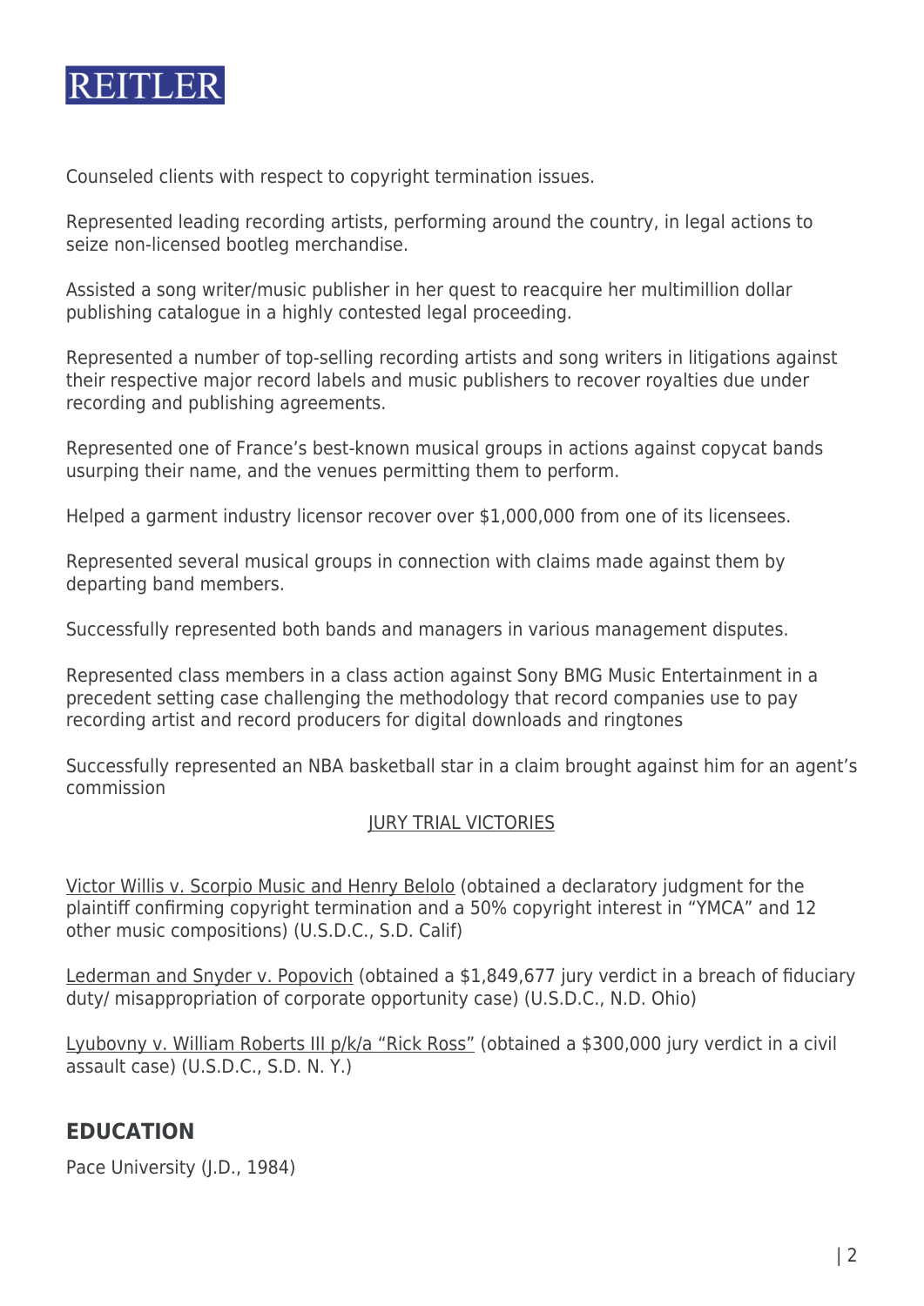Counseled clients with respect to copyright termination issues.

Represented leading recording artists, performing around the country, in legal actions to seize non-licensed bootleg merchandise.

Assisted a song writer/music publisher in her quest to reacquire her multimillion dollar publishing catalogue in a highly contested legal proceeding.

Represented a number of top-selling recording artists and song writers in litigations against their respective major record labels and music publishers to recover royalties due under recording and publishing agreements.

Represented one of France's best-known musical groups in actions against copycat bands usurping their name, and the venues permitting them to perform.

Helped a garment industry licensor recover over $1,000,000 from one of its licensees.

Represented several musical groups in connection with claims made against them by departing band members.

Successfully represented both bands and managers in various management disputes.

Represented class members in a class action against Sony BMG Music Entertainment in a precedent setting case challenging the methodology that record companies use to pay recording artist and record producers for digital downloads and ringtones

Successfully represented an NBA basketball star in a claim brought against him for an agent's commission

JURY TRIAL VICTORIES

Victor Willis v. Scorpio Music and Henry Belolo (obtained a declaratory judgment for the plaintiff confirming copyright termination and a 50% copyright interest in "YMCA" and 12 other music compositions) (U.S.D.C., S.D. Calif)

Lederman and Snyder v. Popovich (obtained a $1,849,677 jury verdict in a breach of fiduciary duty/ misappropriation of corporate opportunity case) (U.S.D.C., N.D. Ohio)

Lyubovny v. William Roberts III p/k/a "Rick Ross" (obtained a $300,000 jury verdict in a civil assault case) (U.S.D.C., S.D. N. Y.)

## EDUCATION

Pace University (J.D., 1984)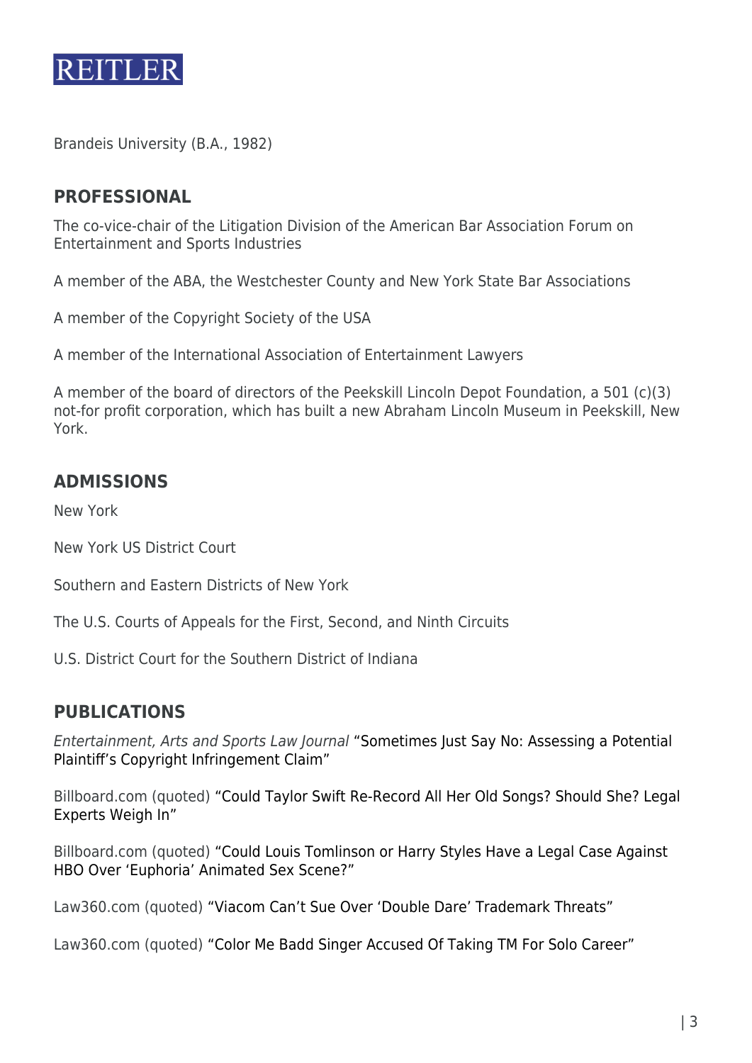Brandeis University (B.A., 1982)

## PROFESSIONAL

The co-vice-chair of the Litigation Division of the American Bar Association Forum on Entertainment and Sports Industries

A member of the ABA, the Westchester County and New York State Bar Associations

A member of the Copyright Society of the USA

A member of the International Association of Entertainment Lawyers

A member of the board of directors of the Peekskill Lincoln Depot Foundation, a 501 (c)(3) not-for profit corporation, which has built a new Abraham Lincoln Museum in Peekskill, New York.

## ADMISSIONS

New York

New York US District Court

Southern and Eastern Districts of New York

The U.S. Courts of Appeals for the First, Second, and Ninth Circuits

U.S. District Court for the Southern District of Indiana

## PUBLICATIONS

*Entertainment, Arts and Sports Law Journal* "Sometimes Just Say No: Assessing a Potential Plaintiff's Copyright Infringement Claim"

Billboard.com (quoted) "Could Taylor Swift Re-Record All Her Old Songs? Should She? Legal Experts Weigh In"

Billboard.com (quoted) "Could Louis Tomlinson or Harry Styles Have a Legal Case Against HBO Over 'Euphoria' Animated Sex Scene?"

Law360.com (quoted) "Viacom Can't Sue Over 'Double Dare' Trademark Threats"

Law360.com (quoted) "Color Me Badd Singer Accused Of Taking TM For Solo Career"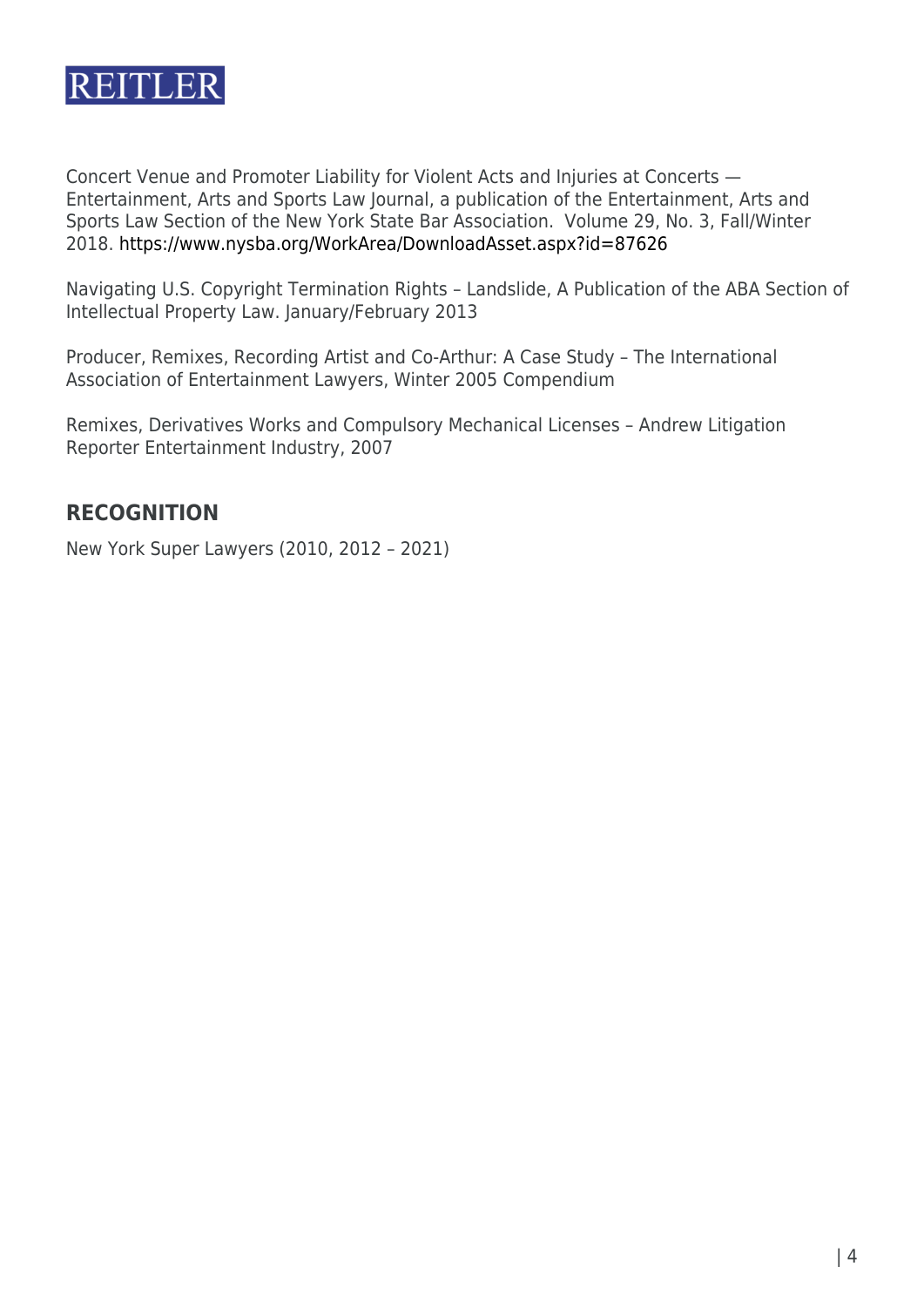Concert Venue and Promoter Liability for Violent Acts and Injuries at Concerts — Entertainment, Arts and Sports Law Journal, a publication of the Entertainment, Arts and Sports Law Section of the New York State Bar Association. Volume 29, No. 3, Fall/Winter 2018. https://www.nysba.org/WorkArea/DownloadAsset.aspx?id=87626

Navigating U.S. Copyright Termination Rights – Landslide, A Publication of the ABA Section of Intellectual Property Law. January/February 2013

Producer, Remixes, Recording Artist and Co-Arthur: A Case Study – The International Association of Entertainment Lawyers, Winter 2005 Compendium

Remixes, Derivatives Works and Compulsory Mechanical Licenses – Andrew Litigation Reporter Entertainment Industry, 2007

## RECOGNITION

New York Super Lawyers (2010, 2012 – 2021)